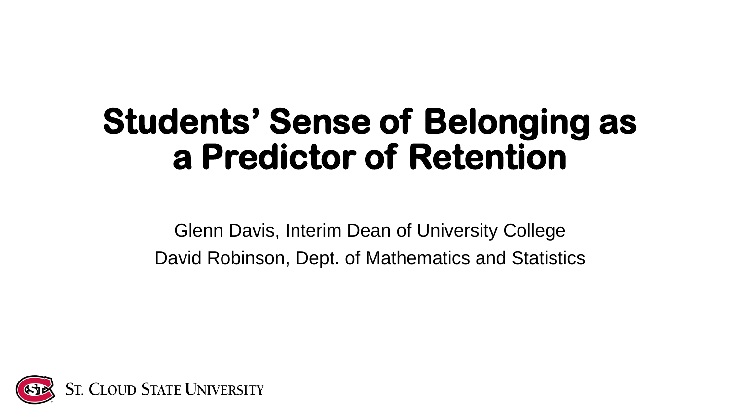# Students' Sense of Belonging as a Predictor of Retention

Glenn Davis, Interim Dean of University College

David Robinson, Dept. of Mathematics and Statistics

St. Cloud State University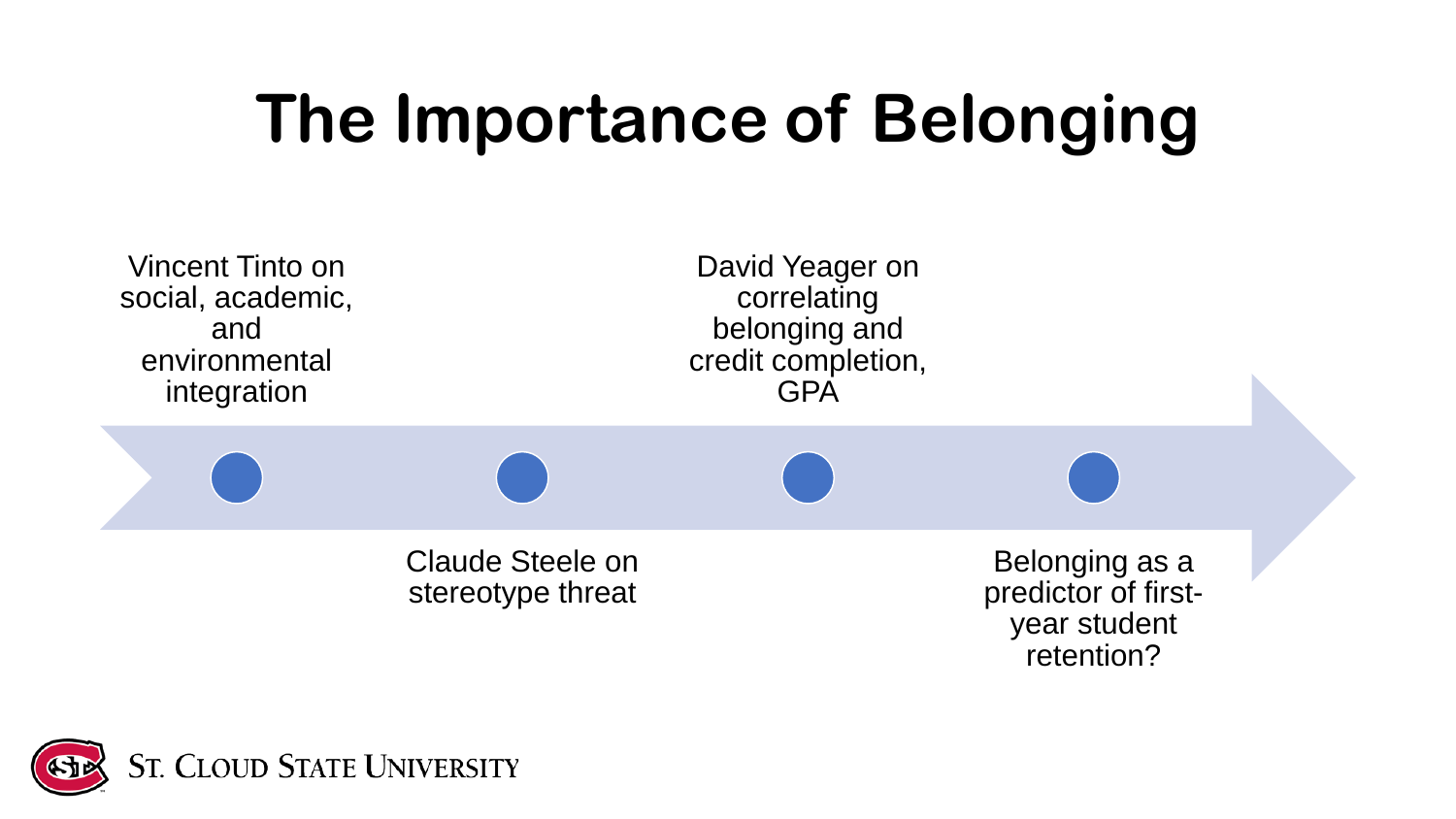# The Importance of Belonging

- Vincent Tinto on social, academic, and environmental integration
- Claude Steele on stereotype threat
- David Yeager on correlating belonging and credit completion, GPA
- Belonging as a predictor of first-year student retention?

St. Cloud State University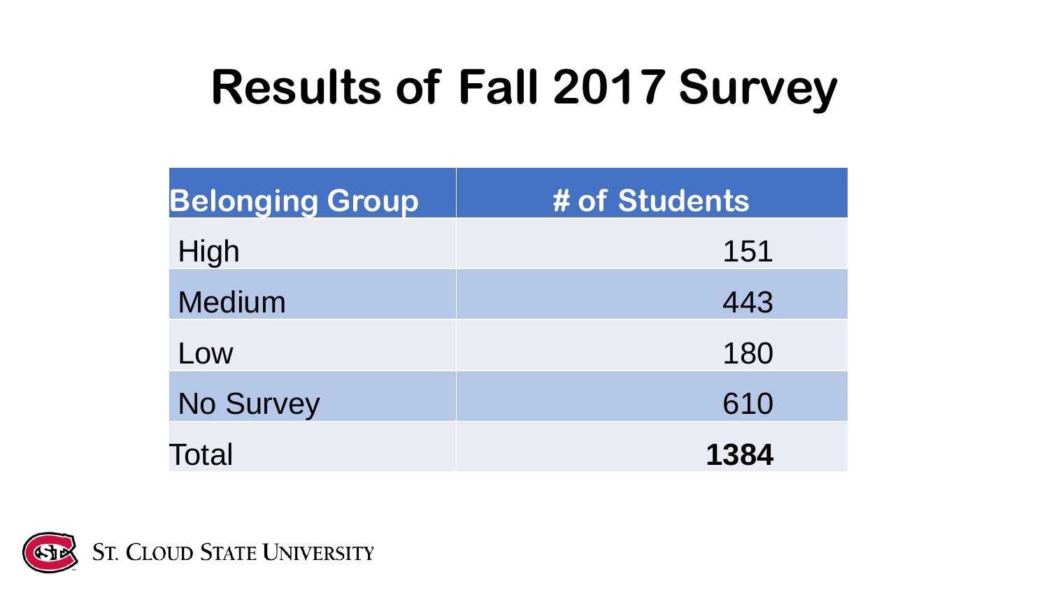# Results of Fall 2017 Survey

| Belonging Group | # of Students |
|---|---|
| High | 151 |
| Medium | 443 |
| Low | 180 |
| No Survey | 610 |
| Total | **1384** |

ST. CLOUD STATE UNIVERSITY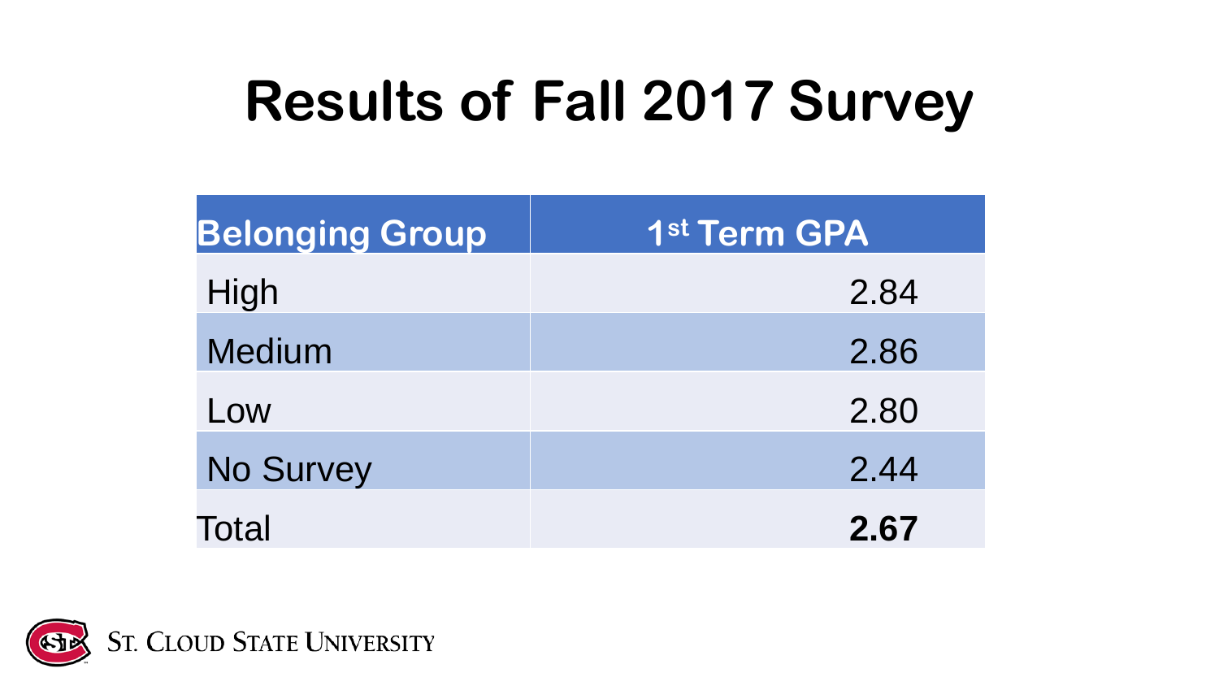# Results of Fall 2017 Survey

| Belonging Group | 1st Term GPA |
|---|---|
| High | 2.84 |
| Medium | 2.86 |
| Low | 2.80 |
| No Survey | 2.44 |
| Total | **2.67** |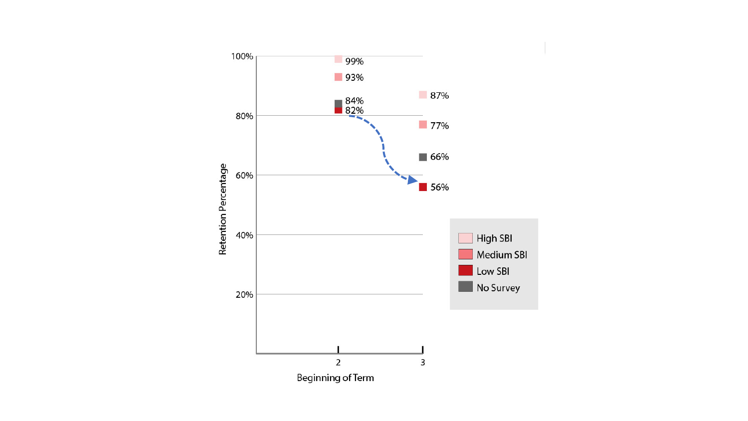| Group | Beginning of Term 2 | Beginning of Term 3 |
|---|---|---|
| High SBI | 99% | 87% |
| Medium SBI | 93% | 77% |
| No Survey | 84% | 66% |
| Low SBI | 82% | 56% |

Retention Percentage

Beginning of Term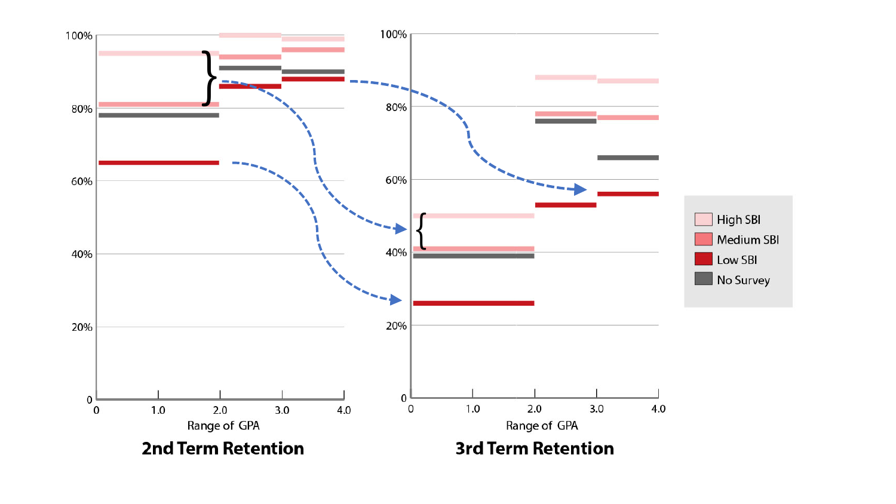**2nd Term Retention**

**3rd Term Retention**

Range of GPA: 0, 1.0, 2.0, 3.0, 4.0

Retention: 0, 20%, 40%, 60%, 80%, 100%

- High SBI
- Medium SBI
- Low SBI
- No Survey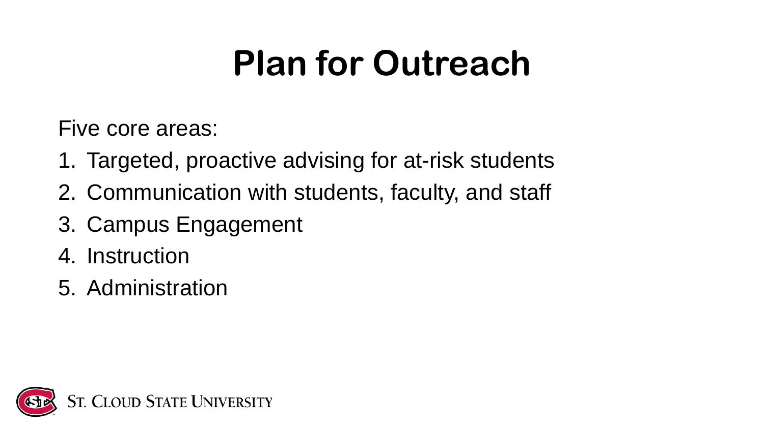# Plan for Outreach

Five core areas:

1. Targeted, proactive advising for at-risk students
2. Communication with students, faculty, and staff
3. Campus Engagement
4. Instruction
5. Administration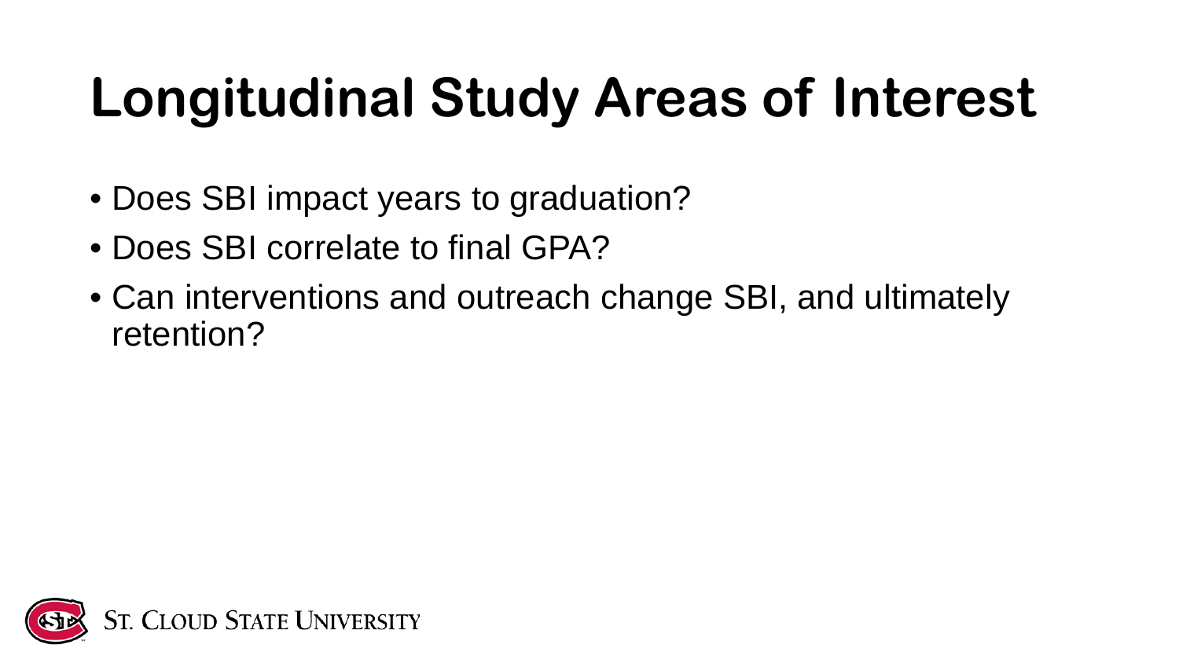# Longitudinal Study Areas of Interest

- Does SBI impact years to graduation?
- Does SBI correlate to final GPA?
- Can interventions and outreach change SBI, and ultimately retention?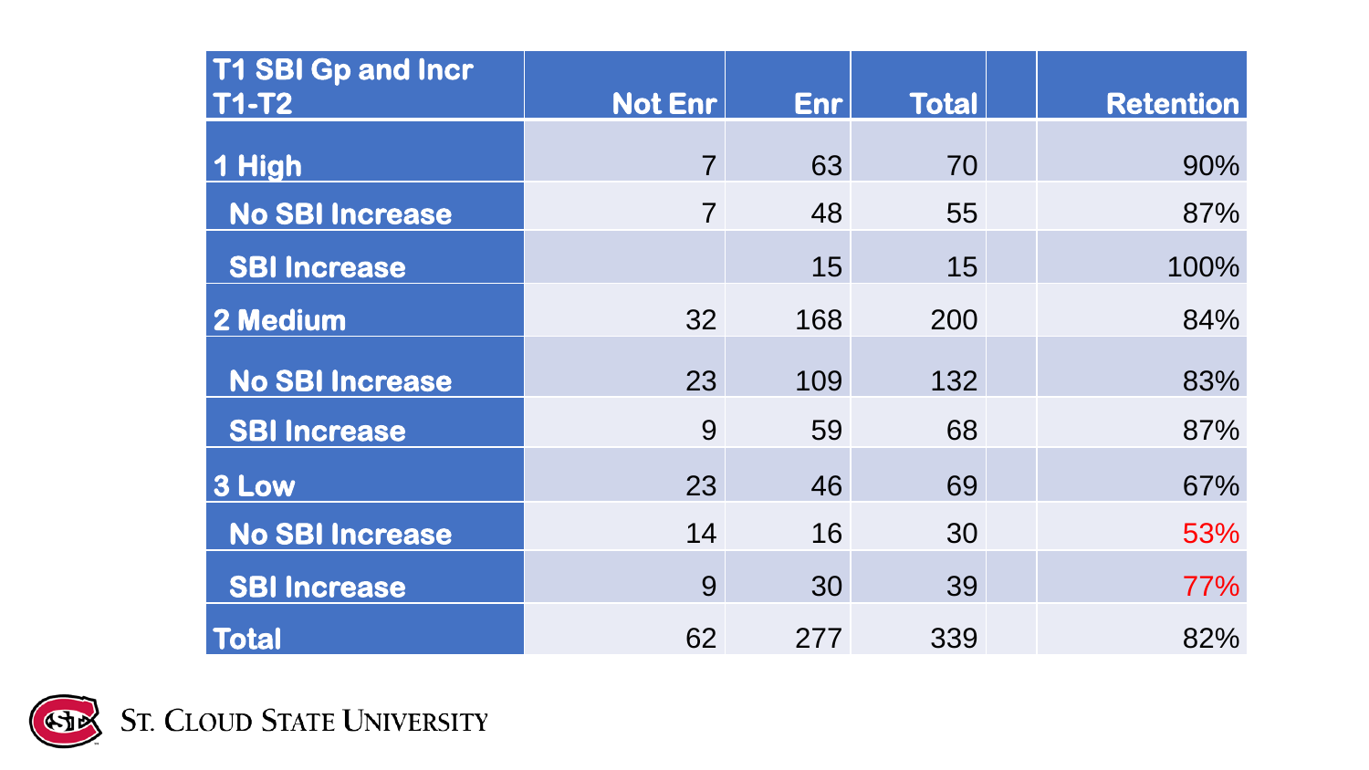| T1 SBI Gp and Incr T1-T2 | Not Enr | Enr | Total | | Retention |
|---|---|---|---|---|---|
| 1 High | 7 | 63 | 70 | | 90% |
| No SBI Increase | 7 | 48 | 55 | | 87% |
| SBI Increase | | 15 | 15 | | 100% |
| 2 Medium | 32 | 168 | 200 | | 84% |
| No SBI Increase | 23 | 109 | 132 | | 83% |
| SBI Increase | 9 | 59 | 68 | | 87% |
| 3 Low | 23 | 46 | 69 | | 67% |
| No SBI Increase | 14 | 16 | 30 | | 53% |
| SBI Increase | 9 | 30 | 39 | | 77% |
| Total | 62 | 277 | 339 | | 82% |

St. Cloud State University